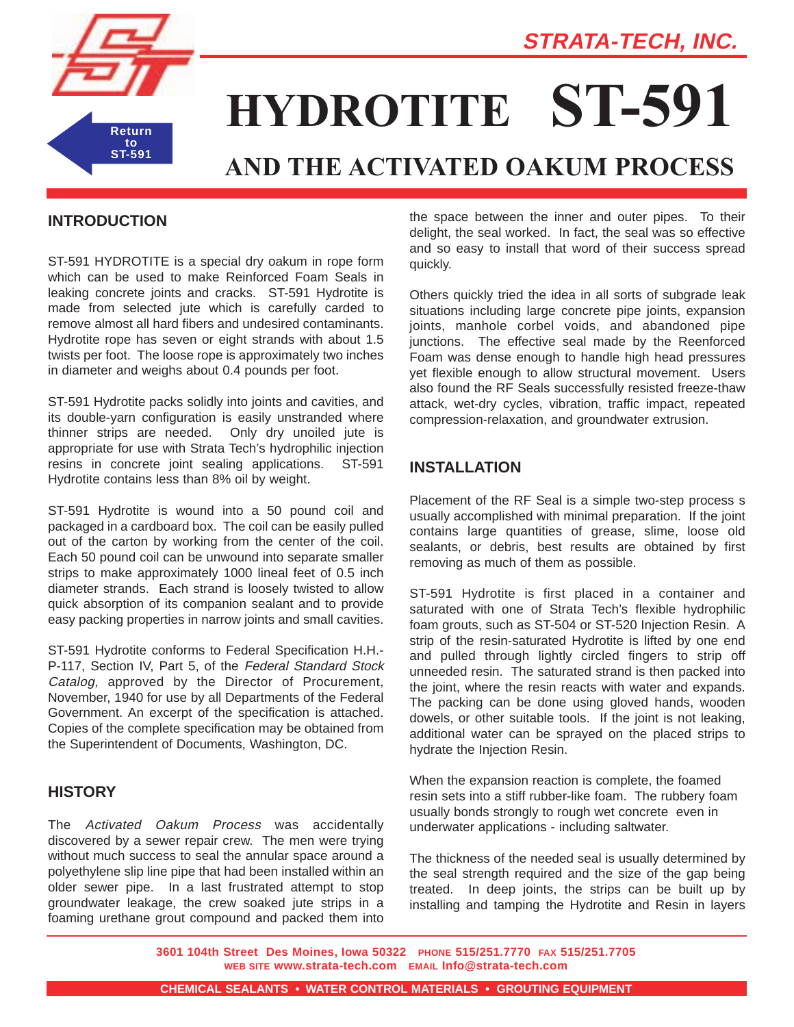STRATA-TECH, INC.

Return to ST-591

# HYDROTITE ST-591

## AND THE ACTIVATED OAKUM PROCESS

### INTRODUCTION

ST-591 HYDROTITE is a special dry oakum in rope form which can be used to make Reinforced Foam Seals in leaking concrete joints and cracks. ST-591 Hydrotite is made from selected jute which is carefully carded to remove almost all hard fibers and undesired contaminants. Hydrotite rope has seven or eight strands with about 1.5 twists per foot. The loose rope is approximately two inches in diameter and weighs about 0.4 pounds per foot.

ST-591 Hydrotite packs solidly into joints and cavities, and its double-yarn configuration is easily unstranded where thinner strips are needed. Only dry unoiled jute is appropriate for use with Strata Tech's hydrophilic injection resins in concrete joint sealing applications. ST-591 Hydrotite contains less than 8% oil by weight.

ST-591 Hydrotite is wound into a 50 pound coil and packaged in a cardboard box. The coil can be easily pulled out of the carton by working from the center of the coil. Each 50 pound coil can be unwound into separate smaller strips to make approximately 1000 lineal feet of 0.5 inch diameter strands. Each strand is loosely twisted to allow quick absorption of its companion sealant and to provide easy packing properties in narrow joints and small cavities.

ST-591 Hydrotite conforms to Federal Specification H.H.-P-117, Section IV, Part 5, of the *Federal Standard Stock Catalog,* approved by the Director of Procurement, November, 1940 for use by all Departments of the Federal Government. An excerpt of the specification is attached. Copies of the complete specification may be obtained from the Superintendent of Documents, Washington, DC.

### HISTORY

The *Activated Oakum Process* was accidentally discovered by a sewer repair crew. The men were trying without much success to seal the annular space around a polyethylene slip line pipe that had been installed within an older sewer pipe. In a last frustrated attempt to stop groundwater leakage, the crew soaked jute strips in a foaming urethane grout compound and packed them into the space between the inner and outer pipes. To their delight, the seal worked. In fact, the seal was so effective and so easy to install that word of their success spread quickly.

Others quickly tried the idea in all sorts of subgrade leak situations including large concrete pipe joints, expansion joints, manhole corbel voids, and abandoned pipe junctions. The effective seal made by the Reenforced Foam was dense enough to handle high head pressures yet flexible enough to allow structural movement. Users also found the RF Seals successfully resisted freeze-thaw attack, wet-dry cycles, vibration, traffic impact, repeated compression-relaxation, and groundwater extrusion.

### INSTALLATION

Placement of the RF Seal is a simple two-step process s usually accomplished with minimal preparation. If the joint contains large quantities of grease, slime, loose old sealants, or debris, best results are obtained by first removing as much of them as possible.

ST-591 Hydrotite is first placed in a container and saturated with one of Strata Tech's flexible hydrophilic foam grouts, such as ST-504 or ST-520 Injection Resin. A strip of the resin-saturated Hydrotite is lifted by one end and pulled through lightly circled fingers to strip off unneeded resin. The saturated strand is then packed into the joint, where the resin reacts with water and expands. The packing can be done using gloved hands, wooden dowels, or other suitable tools. If the joint is not leaking, additional water can be sprayed on the placed strips to hydrate the Injection Resin.

When the expansion reaction is complete, the foamed resin sets into a stiff rubber-like foam. The rubbery foam usually bonds strongly to rough wet concrete even in underwater applications - including saltwater.

The thickness of the needed seal is usually determined by the seal strength required and the size of the gap being treated. In deep joints, the strips can be built up by installing and tamping the Hydrotite and Resin in layers

3601 104th Street Des Moines, Iowa 50322 PHONE 515/251.7770 FAX 515/251.7705
WEB SITE www.strata-tech.com EMAIL Info@strata-tech.com

CHEMICAL SEALANTS • WATER CONTROL MATERIALS • GROUTING EQUIPMENT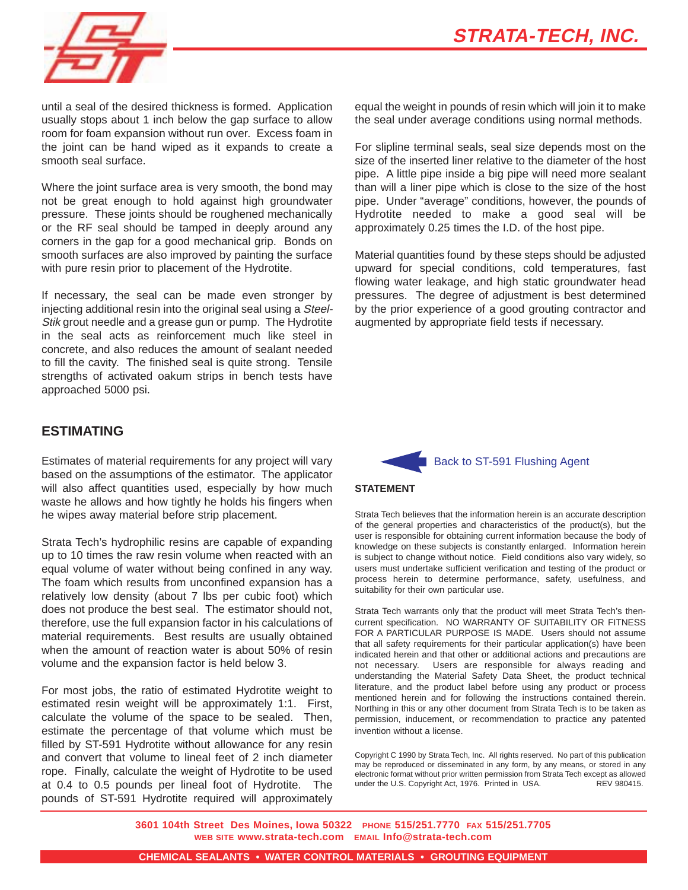until a seal of the desired thickness is formed. Application usually stops about 1 inch below the gap surface to allow room for foam expansion without run over. Excess foam in the joint can be hand wiped as it expands to create a smooth seal surface.

Where the joint surface area is very smooth, the bond may not be great enough to hold against high groundwater pressure. These joints should be roughened mechanically or the RF seal should be tamped in deeply around any corners in the gap for a good mechanical grip. Bonds on smooth surfaces are also improved by painting the surface with pure resin prior to placement of the Hydrotite.

If necessary, the seal can be made even stronger by injecting additional resin into the original seal using a *Steel-Stik* grout needle and a grease gun or pump. The Hydrotite in the seal acts as reinforcement much like steel in concrete, and also reduces the amount of sealant needed to fill the cavity. The finished seal is quite strong. Tensile strengths of activated oakum strips in bench tests have approached 5000 psi.

## ESTIMATING

Estimates of material requirements for any project will vary based on the assumptions of the estimator. The applicator will also affect quantities used, especially by how much waste he allows and how tightly he holds his fingers when he wipes away material before strip placement.

Strata Tech's hydrophilic resins are capable of expanding up to 10 times the raw resin volume when reacted with an equal volume of water without being confined in any way. The foam which results from unconfined expansion has a relatively low density (about 7 lbs per cubic foot) which does not produce the best seal. The estimator should not, therefore, use the full expansion factor in his calculations of material requirements. Best results are usually obtained when the amount of reaction water is about 50% of resin volume and the expansion factor is held below 3.

For most jobs, the ratio of estimated Hydrotite weight to estimated resin weight will be approximately 1:1. First, calculate the volume of the space to be sealed. Then, estimate the percentage of that volume which must be filled by ST-591 Hydrotite without allowance for any resin and convert that volume to lineal feet of 2 inch diameter rope. Finally, calculate the weight of Hydrotite to be used at 0.4 to 0.5 pounds per lineal foot of Hydrotite. The pounds of ST-591 Hydrotite required will approximately equal the weight in pounds of resin which will join it to make the seal under average conditions using normal methods.

For slipline terminal seals, seal size depends most on the size of the inserted liner relative to the diameter of the host pipe. A little pipe inside a big pipe will need more sealant than will a liner pipe which is close to the size of the host pipe. Under "average" conditions, however, the pounds of Hydrotite needed to make a good seal will be approximately 0.25 times the I.D. of the host pipe.

Material quantities found by these steps should be adjusted upward for special conditions, cold temperatures, fast flowing water leakage, and high static groundwater head pressures. The degree of adjustment is best determined by the prior experience of a good grouting contractor and augmented by appropriate field tests if necessary.

Back to ST-591 Flushing Agent

**STATEMENT**

Strata Tech believes that the information herein is an accurate description of the general properties and characteristics of the product(s), but the user is responsible for obtaining current information because the body of knowledge on these subjects is constantly enlarged. Information herein is subject to change without notice. Field conditions also vary widely, so users must undertake sufficient verification and testing of the product or process herein to determine performance, safety, usefulness, and suitability for their own particular use.

Strata Tech warrants only that the product will meet Strata Tech's then-current specification. NO WARRANTY OF SUITABILITY OR FITNESS FOR A PARTICULAR PURPOSE IS MADE. Users should not assume that all safety requirements for their particular application(s) have been indicated herein and that other or additional actions and precautions are not necessary. Users are responsible for always reading and understanding the Material Safety Data Sheet, the product technical literature, and the product label before using any product or process mentioned herein and for following the instructions contained therein. Northing in this or any other document from Strata Tech is to be taken as permission, inducement, or recommendation to practice any patented invention without a license.

Copyright C 1990 by Strata Tech, Inc. All rights reserved. No part of this publication may be reproduced or disseminated in any form, by any means, or stored in any electronic format without prior written permission from Strata Tech except as allowed under the U.S. Copyright Act, 1976. Printed in USA. REV 980415.

3601 104th Street Des Moines, Iowa 50322 PHONE 515/251.7770 FAX 515/251.7705
WEB SITE www.strata-tech.com EMAIL Info@strata-tech.com

CHEMICAL SEALANTS • WATER CONTROL MATERIALS • GROUTING EQUIPMENT